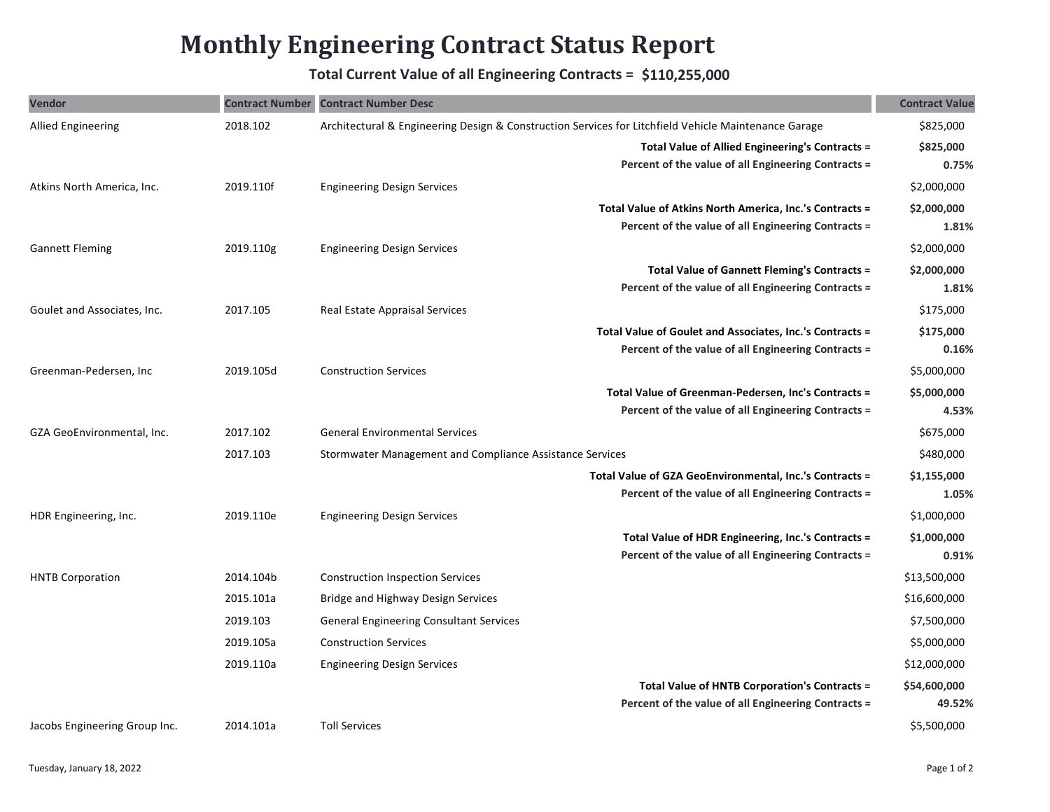# Monthly Engineering Contract Status Report

**Total Current Value of all Engineering Contracts = $110,255,000**

| Vendor | Contract Number | Contract Number Desc | Contract Value |
|---|---|---|---|
| Allied Engineering | 2018.102 | Architectural & Engineering Design & Construction Services for Litchfield Vehicle Maintenance Garage | $825,000 |
| | | **Total Value of Allied Engineering's Contracts =** | **$825,000** |
| | | **Percent of the value of all Engineering Contracts =** | **0.75%** |
| Atkins North America, Inc. | 2019.110f | Engineering Design Services | $2,000,000 |
| | | **Total Value of Atkins North America, Inc.'s Contracts =** | **$2,000,000** |
| | | **Percent of the value of all Engineering Contracts =** | **1.81%** |
| Gannett Fleming | 2019.110g | Engineering Design Services | $2,000,000 |
| | | **Total Value of Gannett Fleming's Contracts =** | **$2,000,000** |
| | | **Percent of the value of all Engineering Contracts =** | **1.81%** |
| Goulet and Associates, Inc. | 2017.105 | Real Estate Appraisal Services | $175,000 |
| | | **Total Value of Goulet and Associates, Inc.'s Contracts =** | **$175,000** |
| | | **Percent of the value of all Engineering Contracts =** | **0.16%** |
| Greenman-Pedersen, Inc | 2019.105d | Construction Services | $5,000,000 |
| | | **Total Value of Greenman-Pedersen, Inc's Contracts =** | **$5,000,000** |
| | | **Percent of the value of all Engineering Contracts =** | **4.53%** |
| GZA GeoEnvironmental, Inc. | 2017.102 | General Environmental Services | $675,000 |
| | 2017.103 | Stormwater Management and Compliance Assistance Services | $480,000 |
| | | **Total Value of GZA GeoEnvironmental, Inc.'s Contracts =** | **$1,155,000** |
| | | **Percent of the value of all Engineering Contracts =** | **1.05%** |
| HDR Engineering, Inc. | 2019.110e | Engineering Design Services | $1,000,000 |
| | | **Total Value of HDR Engineering, Inc.'s Contracts =** | **$1,000,000** |
| | | **Percent of the value of all Engineering Contracts =** | **0.91%** |
| HNTB Corporation | 2014.104b | Construction Inspection Services | $13,500,000 |
| | 2015.101a | Bridge and Highway Design Services | $16,600,000 |
| | 2019.103 | General Engineering Consultant Services | $7,500,000 |
| | 2019.105a | Construction Services | $5,000,000 |
| | 2019.110a | Engineering Design Services | $12,000,000 |
| | | **Total Value of HNTB Corporation's Contracts =** | **$54,600,000** |
| | | **Percent of the value of all Engineering Contracts =** | **49.52%** |
| Jacobs Engineering Group Inc. | 2014.101a | Toll Services | $5,500,000 |

Tuesday, January 18, 2022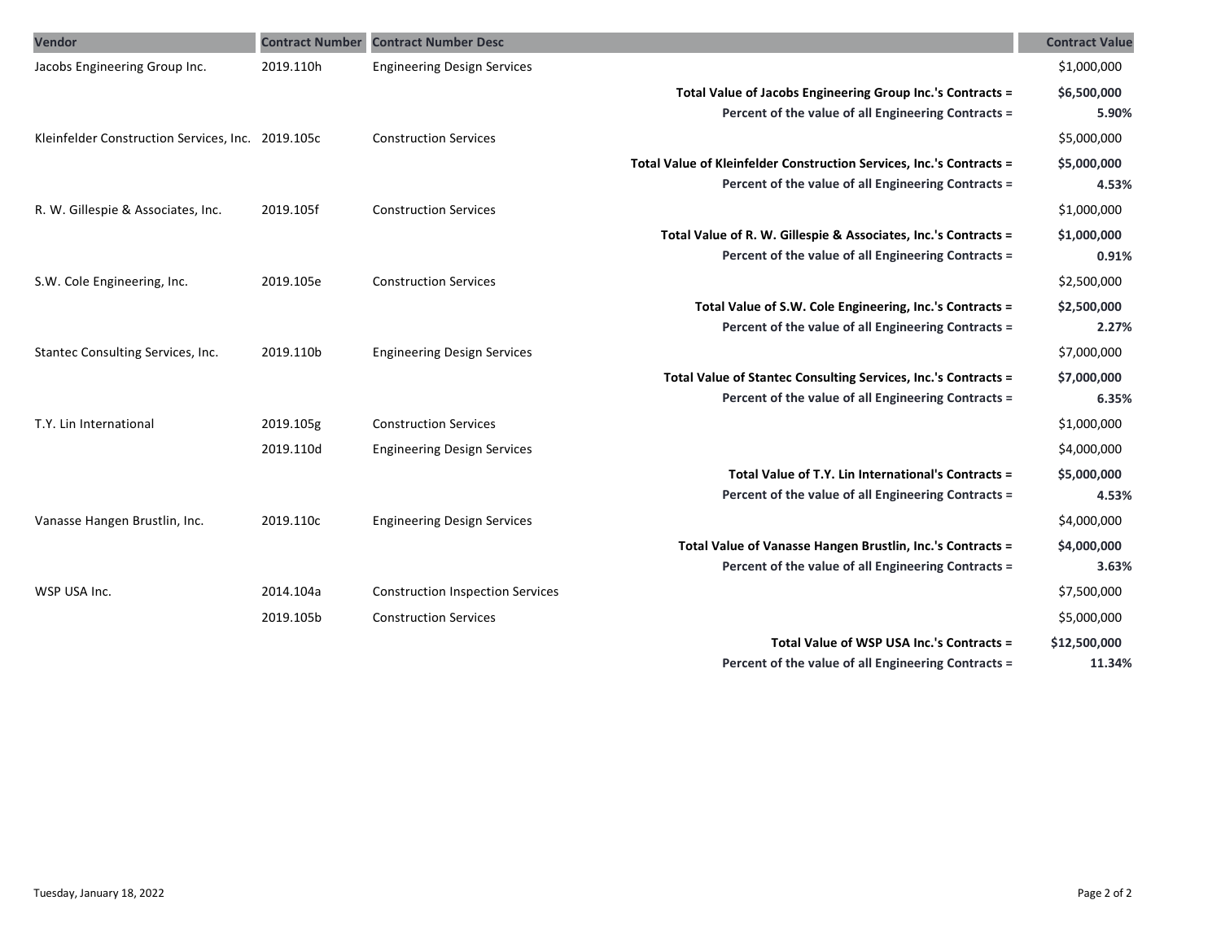| Vendor | Contract Number | Contract Number Desc | Contract Value |
| --- | --- | --- | --- |
| Jacobs Engineering Group Inc. | 2019.110h | Engineering Design Services | $1,000,000 |
| | | **Total Value of Jacobs Engineering Group Inc.'s Contracts =** | **$6,500,000** |
| | | **Percent of the value of all Engineering Contracts =** | **5.90%** |
| Kleinfelder Construction Services, Inc. | 2019.105c | Construction Services | $5,000,000 |
| | | **Total Value of Kleinfelder Construction Services, Inc.'s Contracts =** | **$5,000,000** |
| | | **Percent of the value of all Engineering Contracts =** | **4.53%** |
| R. W. Gillespie & Associates, Inc. | 2019.105f | Construction Services | $1,000,000 |
| | | **Total Value of R. W. Gillespie & Associates, Inc.'s Contracts =** | **$1,000,000** |
| | | **Percent of the value of all Engineering Contracts =** | **0.91%** |
| S.W. Cole Engineering, Inc. | 2019.105e | Construction Services | $2,500,000 |
| | | **Total Value of S.W. Cole Engineering, Inc.'s Contracts =** | **$2,500,000** |
| | | **Percent of the value of all Engineering Contracts =** | **2.27%** |
| Stantec Consulting Services, Inc. | 2019.110b | Engineering Design Services | $7,000,000 |
| | | **Total Value of Stantec Consulting Services, Inc.'s Contracts =** | **$7,000,000** |
| | | **Percent of the value of all Engineering Contracts =** | **6.35%** |
| T.Y. Lin International | 2019.105g | Construction Services | $1,000,000 |
| | 2019.110d | Engineering Design Services | $4,000,000 |
| | | **Total Value of T.Y. Lin International's Contracts =** | **$5,000,000** |
| | | **Percent of the value of all Engineering Contracts =** | **4.53%** |
| Vanasse Hangen Brustlin, Inc. | 2019.110c | Engineering Design Services | $4,000,000 |
| | | **Total Value of Vanasse Hangen Brustlin, Inc.'s Contracts =** | **$4,000,000** |
| | | **Percent of the value of all Engineering Contracts =** | **3.63%** |
| WSP USA Inc. | 2014.104a | Construction Inspection Services | $7,500,000 |
| | 2019.105b | Construction Services | $5,000,000 |
| | | **Total Value of WSP USA Inc.'s Contracts =** | **$12,500,000** |
| | | **Percent of the value of all Engineering Contracts =** | **11.34%** |

Tuesday, January 18, 2022